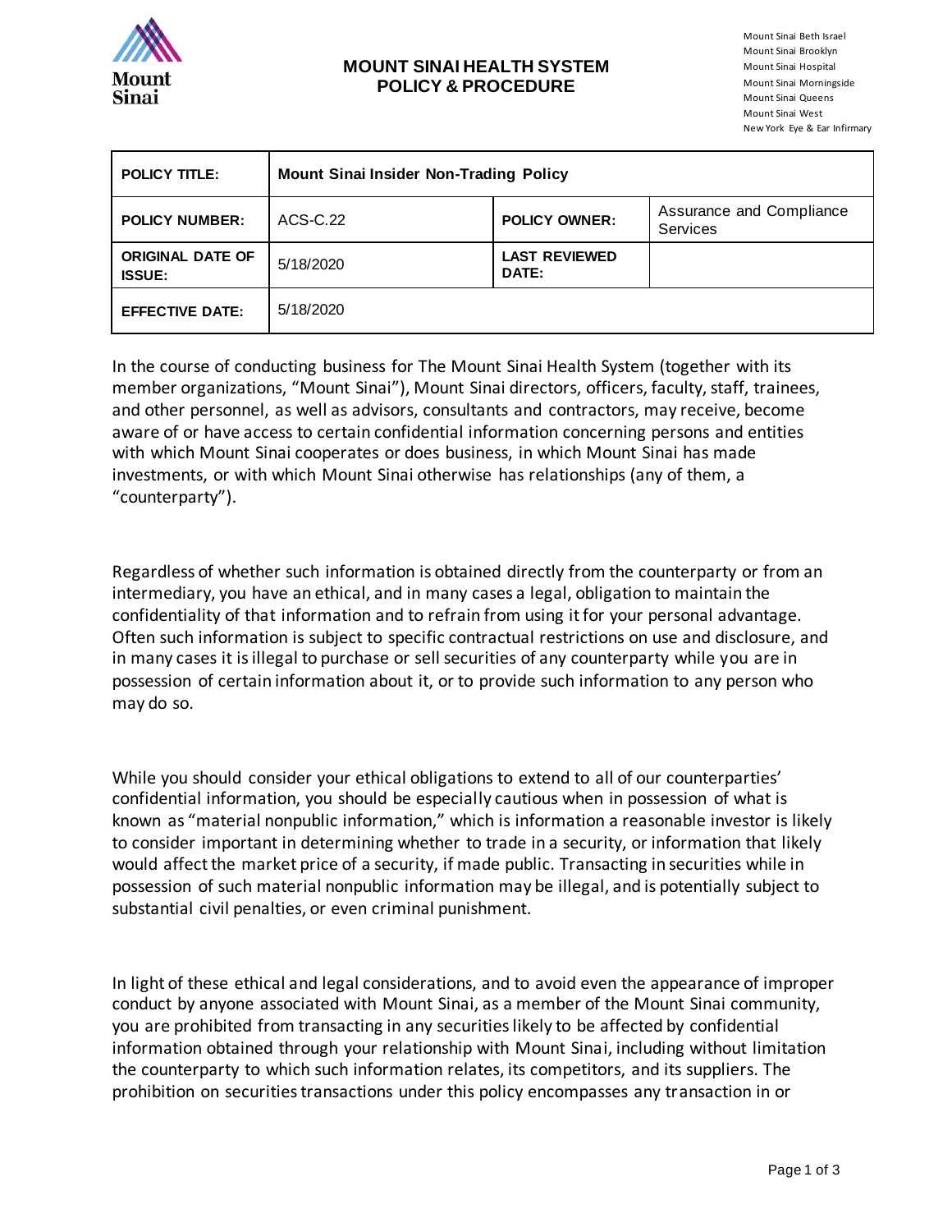# MOUNT SINAI HEALTH SYSTEM
## POLICY & PROCEDURE

Mount Sinai Beth Israel
Mount Sinai Brooklyn
Mount Sinai Hospital
Mount Sinai Morningside
Mount Sinai Queens
Mount Sinai West
New York Eye & Ear Infirmary

| POLICY TITLE: | Mount Sinai Insider Non-Trading Policy | | |
|---|---|---|---|
| POLICY NUMBER: | ACS-C.22 | POLICY OWNER: | Assurance and Compliance Services |
| ORIGINAL DATE OF ISSUE: | 5/18/2020 | LAST REVIEWED DATE: | |
| EFFECTIVE DATE: | 5/18/2020 | | |

In the course of conducting business for The Mount Sinai Health System (together with its member organizations, "Mount Sinai"), Mount Sinai directors, officers, faculty, staff, trainees, and other personnel, as well as advisors, consultants and contractors, may receive, become aware of or have access to certain confidential information concerning persons and entities with which Mount Sinai cooperates or does business, in which Mount Sinai has made investments, or with which Mount Sinai otherwise has relationships (any of them, a "counterparty").

Regardless of whether such information is obtained directly from the counterparty or from an intermediary, you have an ethical, and in many cases a legal, obligation to maintain the confidentiality of that information and to refrain from using it for your personal advantage. Often such information is subject to specific contractual restrictions on use and disclosure, and in many cases it is illegal to purchase or sell securities of any counterparty while you are in possession of certain information about it, or to provide such information to any person who may do so.

While you should consider your ethical obligations to extend to all of our counterparties' confidential information, you should be especially cautious when in possession of what is known as "material nonpublic information," which is information a reasonable investor is likely to consider important in determining whether to trade in a security, or information that likely would affect the market price of a security, if made public. Transacting in securities while in possession of such material nonpublic information may be illegal, and is potentially subject to substantial civil penalties, or even criminal punishment.

In light of these ethical and legal considerations, and to avoid even the appearance of improper conduct by anyone associated with Mount Sinai, as a member of the Mount Sinai community, you are prohibited from transacting in any securities likely to be affected by confidential information obtained through your relationship with Mount Sinai, including without limitation the counterparty to which such information relates, its competitors, and its suppliers. The prohibition on securities transactions under this policy encompasses any transaction in or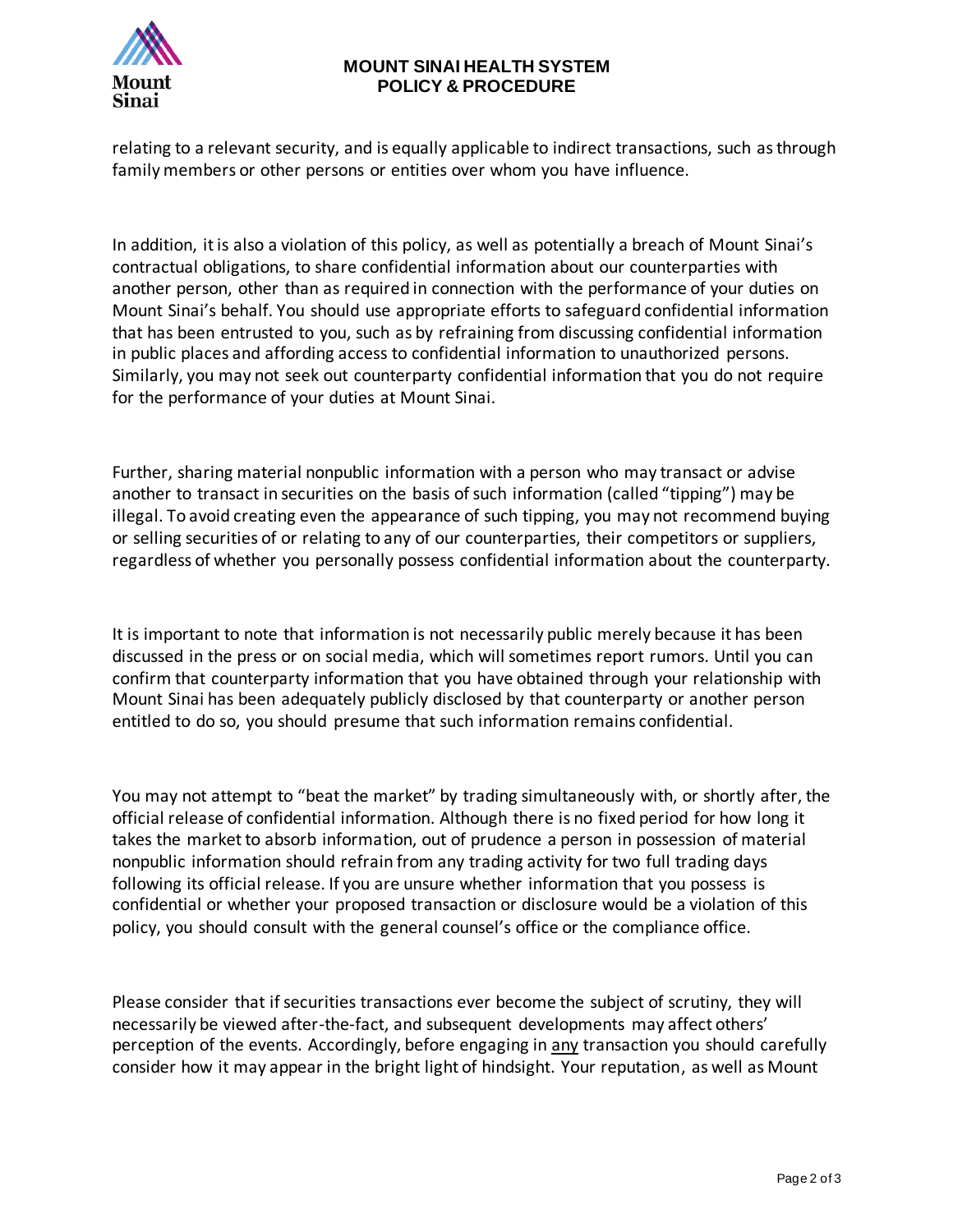relating to a relevant security, and is equally applicable to indirect transactions, such as through family members or other persons or entities over whom you have influence.

In addition, it is also a violation of this policy, as well as potentially a breach of Mount Sinai's contractual obligations, to share confidential information about our counterparties with another person, other than as required in connection with the performance of your duties on Mount Sinai's behalf. You should use appropriate efforts to safeguard confidential information that has been entrusted to you, such as by refraining from discussing confidential information in public places and affording access to confidential information to unauthorized persons. Similarly, you may not seek out counterparty confidential information that you do not require for the performance of your duties at Mount Sinai.

Further, sharing material nonpublic information with a person who may transact or advise another to transact in securities on the basis of such information (called "tipping") may be illegal. To avoid creating even the appearance of such tipping, you may not recommend buying or selling securities of or relating to any of our counterparties, their competitors or suppliers, regardless of whether you personally possess confidential information about the counterparty.

It is important to note that information is not necessarily public merely because it has been discussed in the press or on social media, which will sometimes report rumors. Until you can confirm that counterparty information that you have obtained through your relationship with Mount Sinai has been adequately publicly disclosed by that counterparty or another person entitled to do so, you should presume that such information remains confidential.

You may not attempt to "beat the market" by trading simultaneously with, or shortly after, the official release of confidential information. Although there is no fixed period for how long it takes the market to absorb information, out of prudence a person in possession of material nonpublic information should refrain from any trading activity for two full trading days following its official release. If you are unsure whether information that you possess is confidential or whether your proposed transaction or disclosure would be a violation of this policy, you should consult with the general counsel's office or the compliance office.

Please consider that if securities transactions ever become the subject of scrutiny, they will necessarily be viewed after-the-fact, and subsequent developments may affect others' perception of the events. Accordingly, before engaging in <u>any</u> transaction you should carefully consider how it may appear in the bright light of hindsight. Your reputation, as well as Mount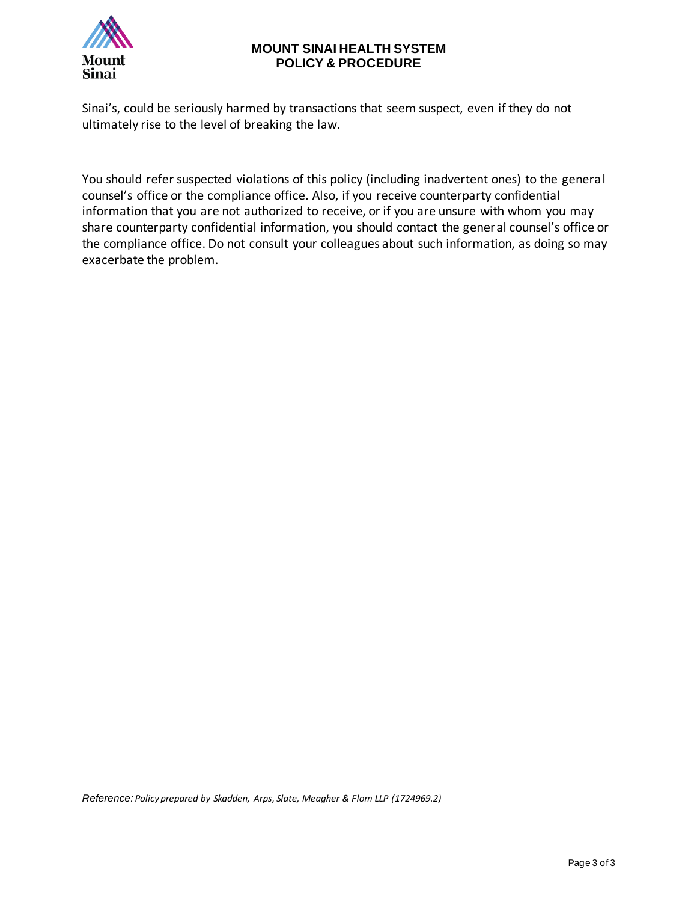Sinai's, could be seriously harmed by transactions that seem suspect, even if they do not ultimately rise to the level of breaking the law.

You should refer suspected violations of this policy (including inadvertent ones) to the general counsel's office or the compliance office. Also, if you receive counterparty confidential information that you are not authorized to receive, or if you are unsure with whom you may share counterparty confidential information, you should contact the general counsel's office or the compliance office. Do not consult your colleagues about such information, as doing so may exacerbate the problem.

*Reference: Policy prepared by Skadden, Arps, Slate, Meagher & Flom LLP (1724969.2)*